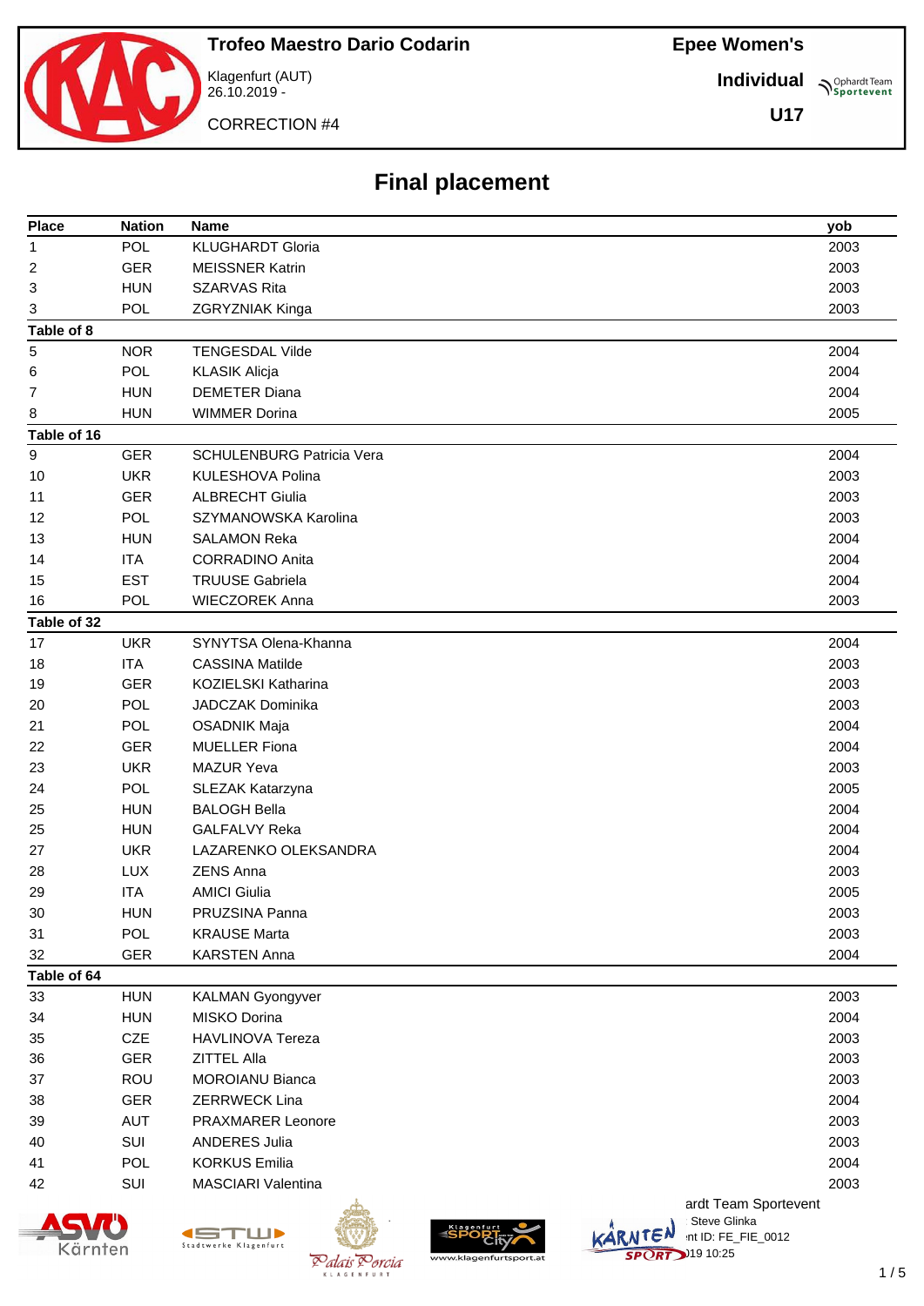# Trofeo Maestro Dario Codarin

Klagenfurt (AUT)
26.10.2019 -

CORRECTION #4

**Epee Women's**

**Individual**

**U17**

## Final placement

| Place | Nation | Name | yob |
|---|---|---|---|
| 1 | POL | KLUGHARDT Gloria | 2003 |
| 2 | GER | MEISSNER Katrin | 2003 |
| 3 | HUN | SZARVAS Rita | 2003 |
| 3 | POL | ZGRYZNIAK Kinga | 2003 |
| **Table of 8** | | | |
| 5 | NOR | TENGESDAL Vilde | 2004 |
| 6 | POL | KLASIK Alicja | 2004 |
| 7 | HUN | DEMETER Diana | 2004 |
| 8 | HUN | WIMMER Dorina | 2005 |
| **Table of 16** | | | |
| 9 | GER | SCHULENBURG Patricia Vera | 2004 |
| 10 | UKR | KULESHOVA Polina | 2003 |
| 11 | GER | ALBRECHT Giulia | 2003 |
| 12 | POL | SZYMANOWSKA Karolina | 2003 |
| 13 | HUN | SALAMON Reka | 2004 |
| 14 | ITA | CORRADINO Anita | 2004 |
| 15 | EST | TRUUSE Gabriela | 2004 |
| 16 | POL | WIECZOREK Anna | 2003 |
| **Table of 32** | | | |
| 17 | UKR | SYNYTSA Olena-Khanna | 2004 |
| 18 | ITA | CASSINA Matilde | 2003 |
| 19 | GER | KOZIELSKI Katharina | 2003 |
| 20 | POL | JADCZAK Dominika | 2003 |
| 21 | POL | OSADNIK Maja | 2004 |
| 22 | GER | MUELLER Fiona | 2004 |
| 23 | UKR | MAZUR Yeva | 2003 |
| 24 | POL | SLEZAK Katarzyna | 2005 |
| 25 | HUN | BALOGH Bella | 2004 |
| 25 | HUN | GALFALVY Reka | 2004 |
| 27 | UKR | LAZARENKO OLEKSANDRA | 2004 |
| 28 | LUX | ZENS Anna | 2003 |
| 29 | ITA | AMICI Giulia | 2005 |
| 30 | HUN | PRUZSINA Panna | 2003 |
| 31 | POL | KRAUSE Marta | 2003 |
| 32 | GER | KARSTEN Anna | 2004 |
| **Table of 64** | | | |
| 33 | HUN | KALMAN Gyongyver | 2003 |
| 34 | HUN | MISKO Dorina | 2004 |
| 35 | CZE | HAVLINOVA Tereza | 2003 |
| 36 | GER | ZITTEL Alla | 2003 |
| 37 | ROU | MOROIANU Bianca | 2003 |
| 38 | GER | ZERRWECK Lina | 2004 |
| 39 | AUT | PRAXMARER Leonore | 2003 |
| 40 | SUI | ANDERES Julia | 2003 |
| 41 | POL | KORKUS Emilia | 2004 |
| 42 | SUI | MASCIARI Valentina | 2003 |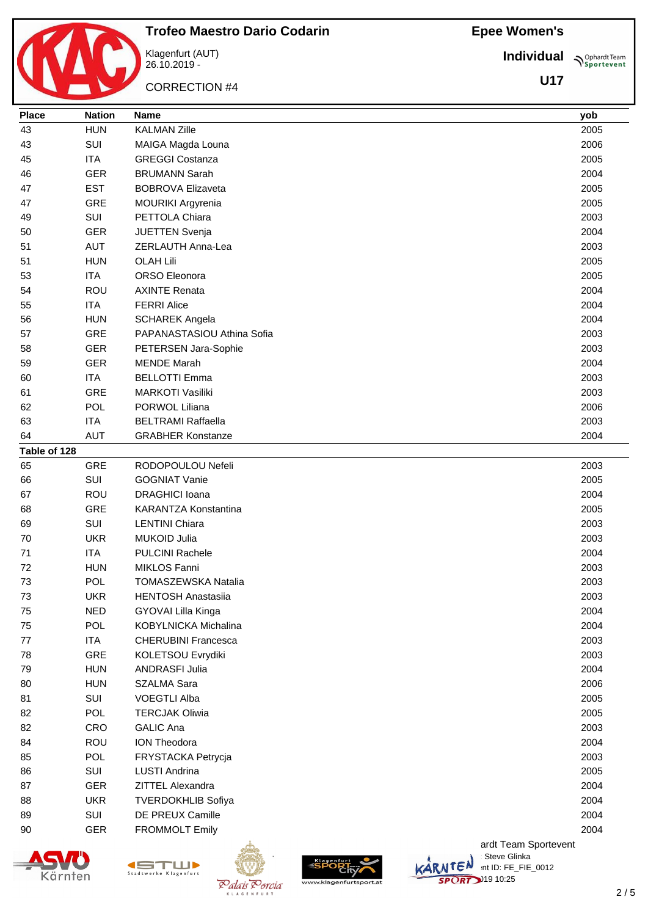# Trofeo Maestro Dario Codarin

Klagenfurt (AUT)
26.10.2019 -

CORRECTION #4

**Epee Women's**

**Individual**

**U17**

| Place | Nation | Name | yob |
|---|---|---|---|
| 43 | HUN | KALMAN Zille | 2005 |
| 43 | SUI | MAIGA Magda Louna | 2006 |
| 45 | ITA | GREGGI Costanza | 2005 |
| 46 | GER | BRUMANN Sarah | 2004 |
| 47 | EST | BOBROVA Elizaveta | 2005 |
| 47 | GRE | MOURIKI Argyrenia | 2005 |
| 49 | SUI | PETTOLA Chiara | 2003 |
| 50 | GER | JUETTEN Svenja | 2004 |
| 51 | AUT | ZERLAUTH Anna-Lea | 2003 |
| 51 | HUN | OLAH Lili | 2005 |
| 53 | ITA | ORSO Eleonora | 2005 |
| 54 | ROU | AXINTE Renata | 2004 |
| 55 | ITA | FERRI Alice | 2004 |
| 56 | HUN | SCHAREK Angela | 2004 |
| 57 | GRE | PAPANASTASIOU Athina Sofia | 2003 |
| 58 | GER | PETERSEN Jara-Sophie | 2003 |
| 59 | GER | MENDE Marah | 2004 |
| 60 | ITA | BELLOTTI Emma | 2003 |
| 61 | GRE | MARKOTI Vasiliki | 2003 |
| 62 | POL | PORWOL Liliana | 2006 |
| 63 | ITA | BELTRAMI Raffaella | 2003 |
| 64 | AUT | GRABHER Konstanze | 2004 |
| **Table of 128** | | | |
| 65 | GRE | RODOPOULOU Nefeli | 2003 |
| 66 | SUI | GOGNIAT Vanie | 2005 |
| 67 | ROU | DRAGHICI Ioana | 2004 |
| 68 | GRE | KARANTZA Konstantina | 2005 |
| 69 | SUI | LENTINI Chiara | 2003 |
| 70 | UKR | MUKOID Julia | 2003 |
| 71 | ITA | PULCINI Rachele | 2004 |
| 72 | HUN | MIKLOS Fanni | 2003 |
| 73 | POL | TOMASZEWSKA Natalia | 2003 |
| 73 | UKR | HENTOSH Anastasiia | 2003 |
| 75 | NED | GYOVAI Lilla Kinga | 2004 |
| 75 | POL | KOBYLNICKA Michalina | 2004 |
| 77 | ITA | CHERUBINI Francesca | 2003 |
| 78 | GRE | KOLETSOU Evrydiki | 2003 |
| 79 | HUN | ANDRASFI Julia | 2004 |
| 80 | HUN | SZALMA Sara | 2006 |
| 81 | SUI | VOEGTLI Alba | 2005 |
| 82 | POL | TERCJAK Oliwia | 2005 |
| 82 | CRO | GALIC Ana | 2003 |
| 84 | ROU | ION Theodora | 2004 |
| 85 | POL | FRYSTACKA Petrycja | 2003 |
| 86 | SUI | LUSTI Andrina | 2005 |
| 87 | GER | ZITTEL Alexandra | 2004 |
| 88 | UKR | TVERDOKHLIB Sofiya | 2004 |
| 89 | SUI | DE PREUX Camille | 2004 |
| 90 | GER | FROMMOLT Emily | 2004 |

ardt Team Sportevent
Steve Glinka
nt ID: FE_FIE_0012
)19 10:25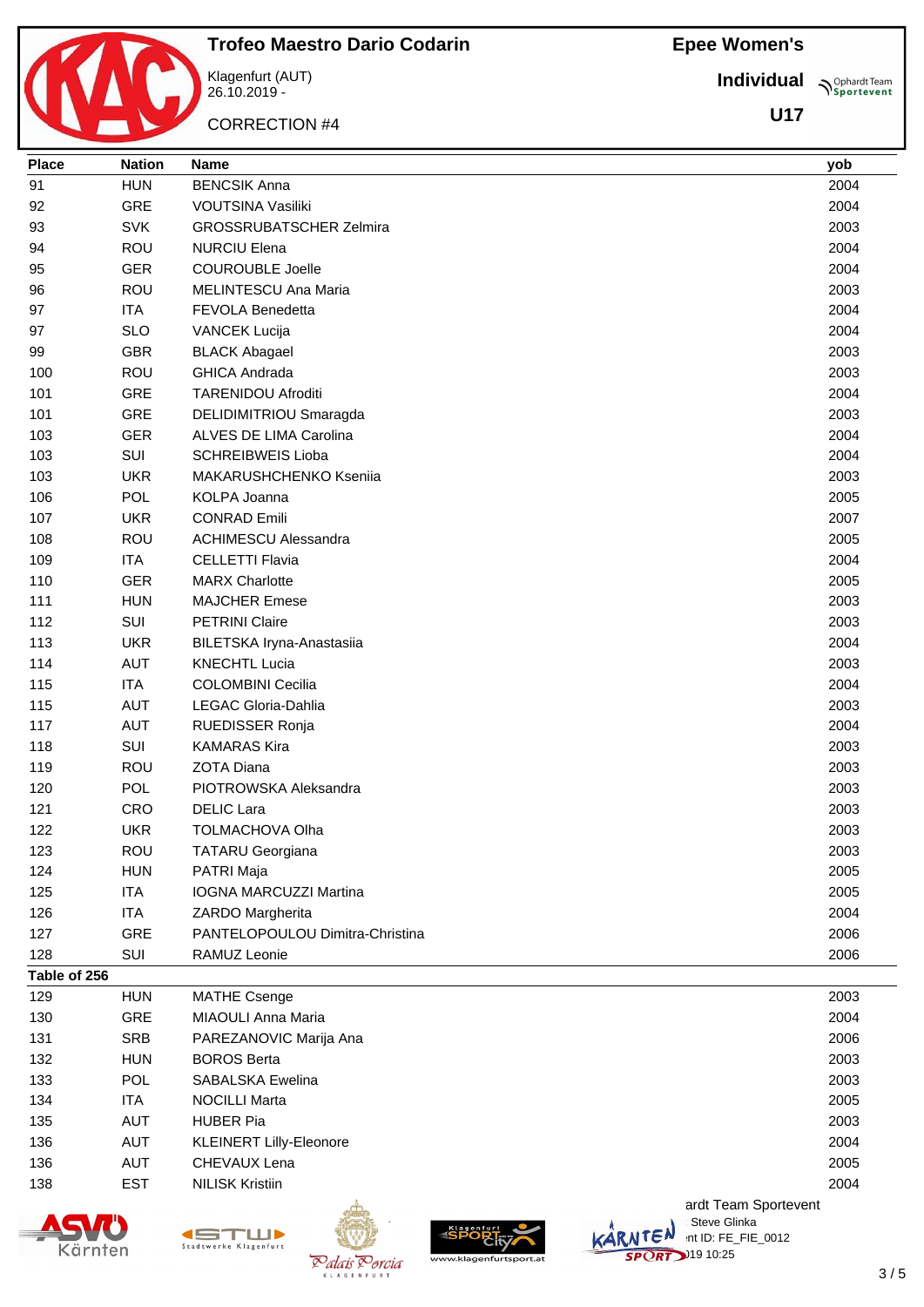# Trofeo Maestro Dario Codarin

Klagenfurt (AUT)
26.10.2019 -

CORRECTION #4

**Epee Women's**

**Individual**

**U17**

| Place | Nation | Name | yob |
|---|---|---|---|
| 91 | HUN | BENCSIK Anna | 2004 |
| 92 | GRE | VOUTSINA Vasiliki | 2004 |
| 93 | SVK | GROSSRUBATSCHER Zelmira | 2003 |
| 94 | ROU | NURCIU Elena | 2004 |
| 95 | GER | COUROUBLE Joelle | 2004 |
| 96 | ROU | MELINTESCU Ana Maria | 2003 |
| 97 | ITA | FEVOLA Benedetta | 2004 |
| 97 | SLO | VANCEK Lucija | 2004 |
| 99 | GBR | BLACK Abagael | 2003 |
| 100 | ROU | GHICA Andrada | 2003 |
| 101 | GRE | TARENIDOU Afroditi | 2004 |
| 101 | GRE | DELIDIMITRIOU Smaragda | 2003 |
| 103 | GER | ALVES DE LIMA Carolina | 2004 |
| 103 | SUI | SCHREIBWEIS Lioba | 2004 |
| 103 | UKR | MAKARUSHCHENKO Kseniia | 2003 |
| 106 | POL | KOLPA Joanna | 2005 |
| 107 | UKR | CONRAD Emili | 2007 |
| 108 | ROU | ACHIMESCU Alessandra | 2005 |
| 109 | ITA | CELLETTI Flavia | 2004 |
| 110 | GER | MARX Charlotte | 2005 |
| 111 | HUN | MAJCHER Emese | 2003 |
| 112 | SUI | PETRINI Claire | 2003 |
| 113 | UKR | BILETSKA Iryna-Anastasiia | 2004 |
| 114 | AUT | KNECHTL Lucia | 2003 |
| 115 | ITA | COLOMBINI Cecilia | 2004 |
| 115 | AUT | LEGAC Gloria-Dahlia | 2003 |
| 117 | AUT | RUEDISSER Ronja | 2004 |
| 118 | SUI | KAMARAS Kira | 2003 |
| 119 | ROU | ZOTA Diana | 2003 |
| 120 | POL | PIOTROWSKA Aleksandra | 2003 |
| 121 | CRO | DELIC Lara | 2003 |
| 122 | UKR | TOLMACHOVA Olha | 2003 |
| 123 | ROU | TATARU Georgiana | 2003 |
| 124 | HUN | PATRI Maja | 2005 |
| 125 | ITA | IOGNA MARCUZZI Martina | 2005 |
| 126 | ITA | ZARDO Margherita | 2004 |
| 127 | GRE | PANTELOPOULOU Dimitra-Christina | 2006 |
| 128 | SUI | RAMUZ Leonie | 2006 |
| **Table of 256** | | | |
| 129 | HUN | MATHE Csenge | 2003 |
| 130 | GRE | MIAOULI Anna Maria | 2004 |
| 131 | SRB | PAREZANOVIC Marija Ana | 2006 |
| 132 | HUN | BOROS Berta | 2003 |
| 133 | POL | SABALSKA Ewelina | 2003 |
| 134 | ITA | NOCILLI Marta | 2005 |
| 135 | AUT | HUBER Pia | 2003 |
| 136 | AUT | KLEINERT Lilly-Eleonore | 2004 |
| 136 | AUT | CHEVAUX Lena | 2005 |
| 138 | EST | NILISK Kristiin | 2004 |

ardt Team Sportevent
Steve Glinka
nt ID: FE_FIE_0012
)19 10:25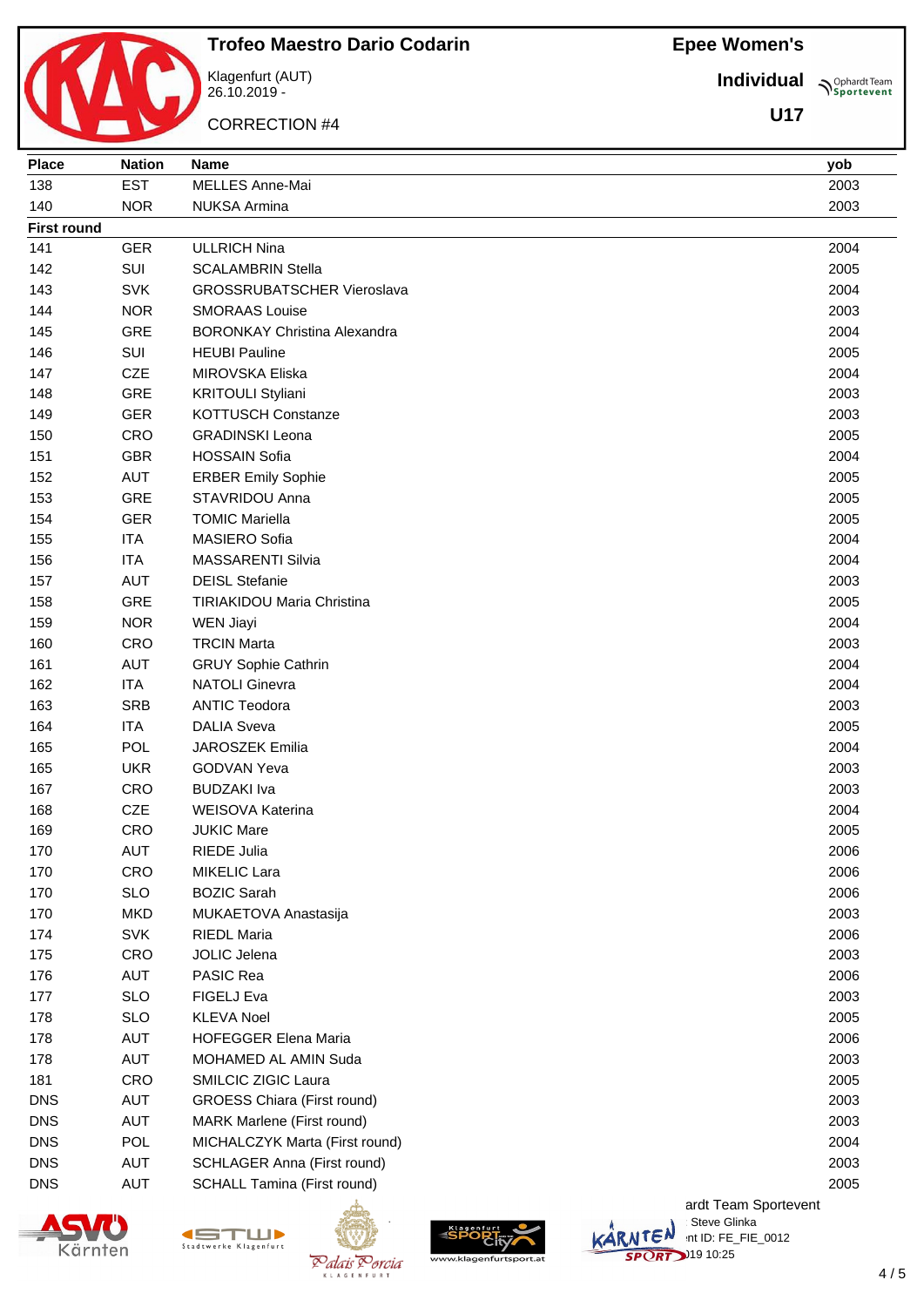# Trofeo Maestro Dario Codarin

Klagenfurt (AUT)
26.10.2019 -

CORRECTION #4

**Epee Women's**

**Individual**

**U17**

| Place | Nation | Name | yob |
|---|---|---|---|
| 138 | EST | MELLES Anne-Mai | 2003 |
| 140 | NOR | NUKSA Armina | 2003 |
| **First round** | | | |
| 141 | GER | ULLRICH Nina | 2004 |
| 142 | SUI | SCALAMBRIN Stella | 2005 |
| 143 | SVK | GROSSRUBATSCHER Vieroslava | 2004 |
| 144 | NOR | SMORAAS Louise | 2003 |
| 145 | GRE | BORONKAY Christina Alexandra | 2004 |
| 146 | SUI | HEUBI Pauline | 2005 |
| 147 | CZE | MIROVSKA Eliska | 2004 |
| 148 | GRE | KRITOULI Styliani | 2003 |
| 149 | GER | KOTTUSCH Constanze | 2003 |
| 150 | CRO | GRADINSKI Leona | 2005 |
| 151 | GBR | HOSSAIN Sofia | 2004 |
| 152 | AUT | ERBER Emily Sophie | 2005 |
| 153 | GRE | STAVRIDOU Anna | 2005 |
| 154 | GER | TOMIC Mariella | 2005 |
| 155 | ITA | MASIERO Sofia | 2004 |
| 156 | ITA | MASSARENTI Silvia | 2004 |
| 157 | AUT | DEISL Stefanie | 2003 |
| 158 | GRE | TIRIAKIDOU Maria Christina | 2005 |
| 159 | NOR | WEN Jiayi | 2004 |
| 160 | CRO | TRCIN Marta | 2003 |
| 161 | AUT | GRUY Sophie Cathrin | 2004 |
| 162 | ITA | NATOLI Ginevra | 2004 |
| 163 | SRB | ANTIC Teodora | 2003 |
| 164 | ITA | DALIA Sveva | 2005 |
| 165 | POL | JAROSZEK Emilia | 2004 |
| 165 | UKR | GODVAN Yeva | 2003 |
| 167 | CRO | BUDZAKI Iva | 2003 |
| 168 | CZE | WEISOVA Katerina | 2004 |
| 169 | CRO | JUKIC Mare | 2005 |
| 170 | AUT | RIEDE Julia | 2006 |
| 170 | CRO | MIKELIC Lara | 2006 |
| 170 | SLO | BOZIC Sarah | 2006 |
| 170 | MKD | MUKAETOVA Anastasija | 2003 |
| 174 | SVK | RIEDL Maria | 2006 |
| 175 | CRO | JOLIC Jelena | 2003 |
| 176 | AUT | PASIC Rea | 2006 |
| 177 | SLO | FIGELJ Eva | 2003 |
| 178 | SLO | KLEVA Noel | 2005 |
| 178 | AUT | HOFEGGER Elena Maria | 2006 |
| 178 | AUT | MOHAMED AL AMIN Suda | 2003 |
| 181 | CRO | SMILCIC ZIGIC Laura | 2005 |
| DNS | AUT | GROESS Chiara (First round) | 2003 |
| DNS | AUT | MARK Marlene (First round) | 2003 |
| DNS | POL | MICHALCZYK Marta (First round) | 2004 |
| DNS | AUT | SCHLAGER Anna (First round) | 2003 |
| DNS | AUT | SCHALL Tamina (First round) | 2005 |

ardt Team Sportevent
Steve Glinka
nt ID: FE_FIE_0012
)19 10:25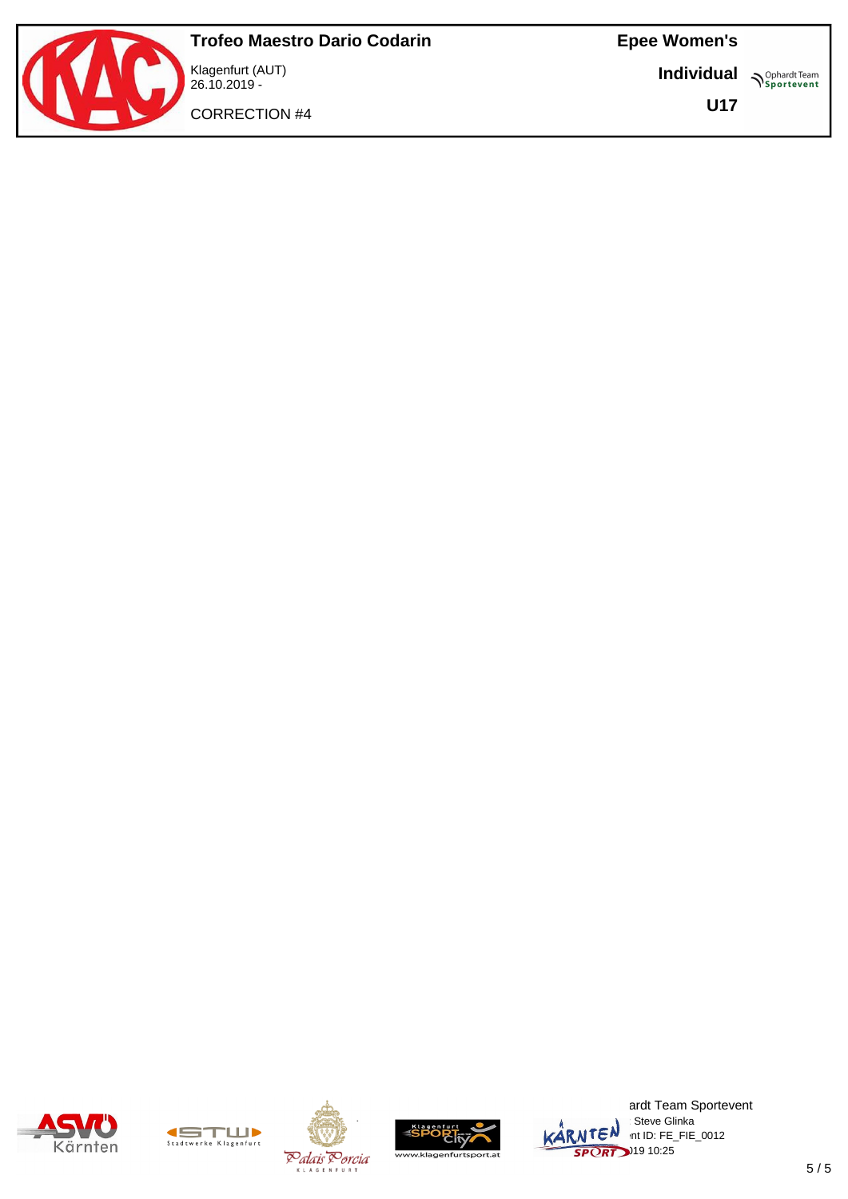**Trofeo Maestro Dario Codarin**

Klagenfurt (AUT)
26.10.2019 -

CORRECTION #4

**Epee Women's**

**Individual**

**U17**